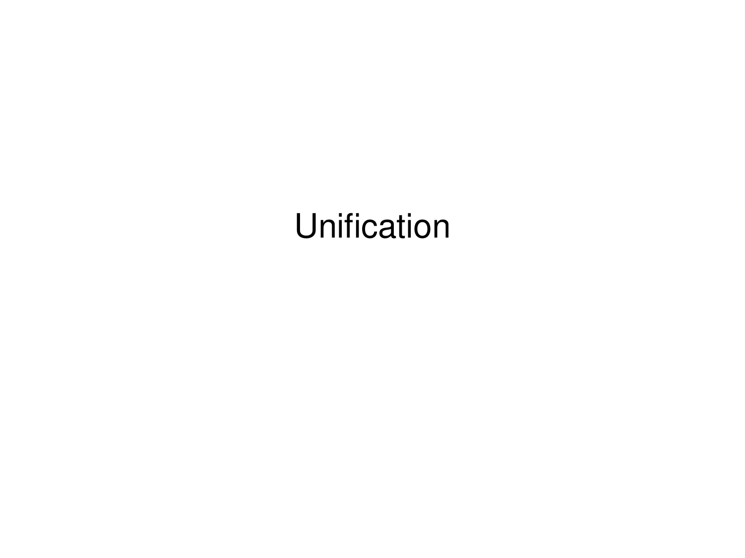# Unification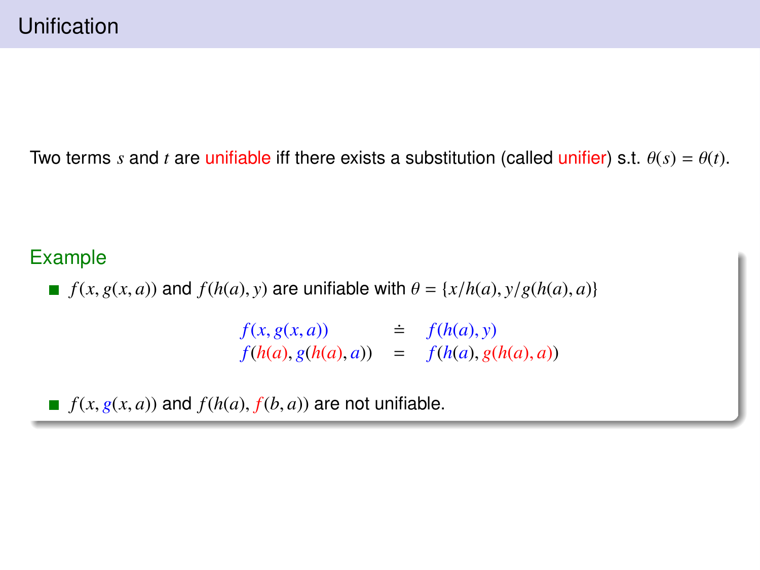# Unification

Two terms $s$ and $t$ are unifiable iff there exists a substitution (called unifier) s.t. $\theta(s) = \theta(t)$.

## Example

- $f(x, g(x, a))$ and $f(h(a), y)$ are unifiable with $\theta = \{x/h(a), y/g(h(a), a)\}$

$$
\begin{array}{lcl}
f(x, g(x, a)) & \doteq & f(h(a), y) \\
f(h(a), g(h(a), a)) & = & f(h(a), g(h(a), a))
\end{array}
$$

- $f(x, g(x, a))$ and $f(h(a), f(b, a))$ are not unifiable.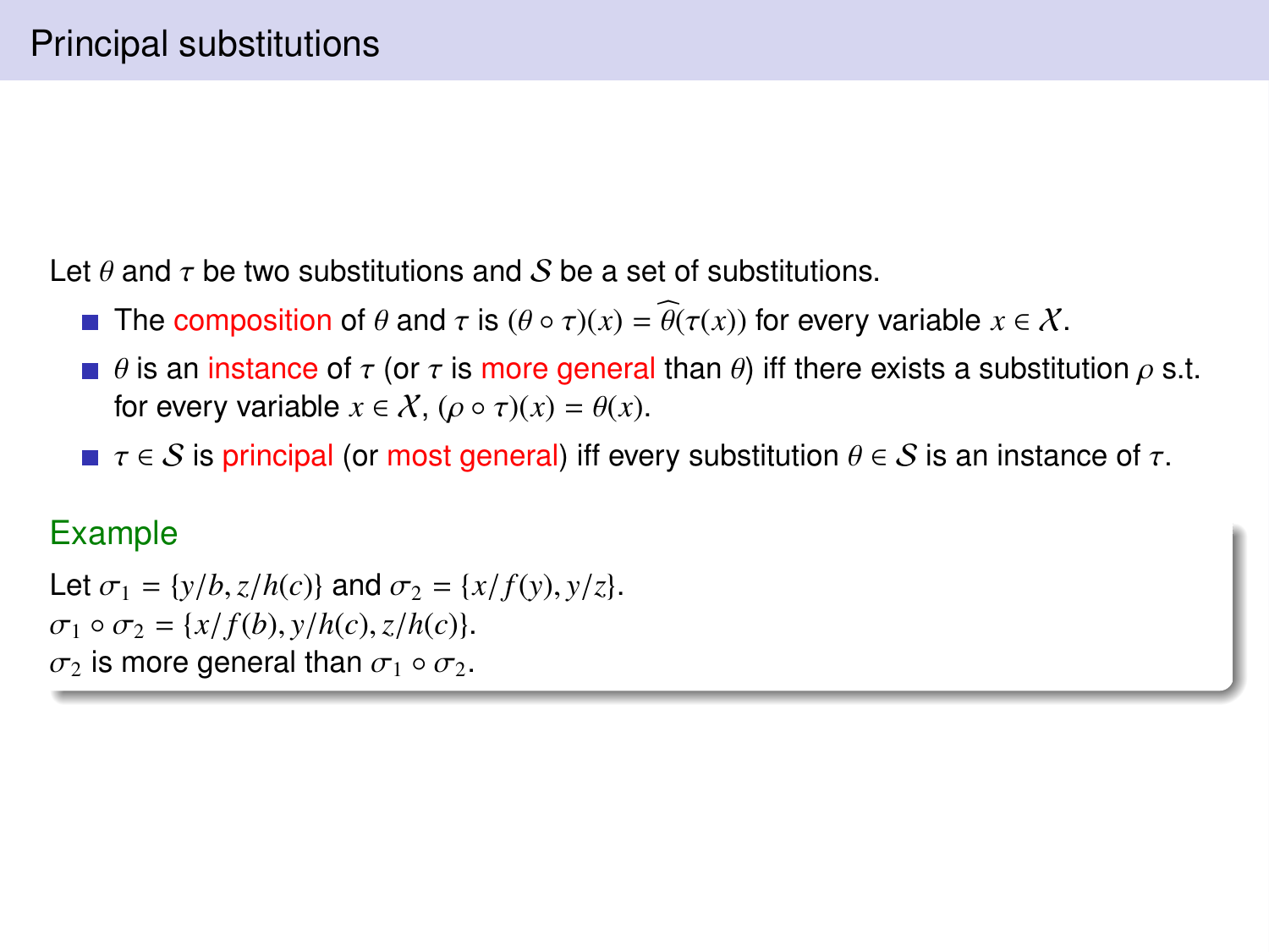# Principal substitutions

Let $\theta$ and $\tau$ be two substitutions and $\mathcal{S}$ be a set of substitutions.

- The composition of $\theta$ and $\tau$ is $(\theta \circ \tau)(x) = \widehat{\theta}(\tau(x))$ for every variable $x \in \mathcal{X}$.
- $\theta$ is an instance of $\tau$ (or $\tau$ is more general than $\theta$) iff there exists a substitution $\rho$ s.t. for every variable $x \in \mathcal{X}$, $(\rho \circ \tau)(x) = \theta(x)$.
- $\tau \in \mathcal{S}$ is principal (or most general) iff every substitution $\theta \in \mathcal{S}$ is an instance of $\tau$.

## Example

Let $\sigma_1 = \{y/b, z/h(c)\}$ and $\sigma_2 = \{x/f(y), y/z\}$.
$\sigma_1 \circ \sigma_2 = \{x/f(b), y/h(c), z/h(c)\}$.
$\sigma_2$ is more general than $\sigma_1 \circ \sigma_2$.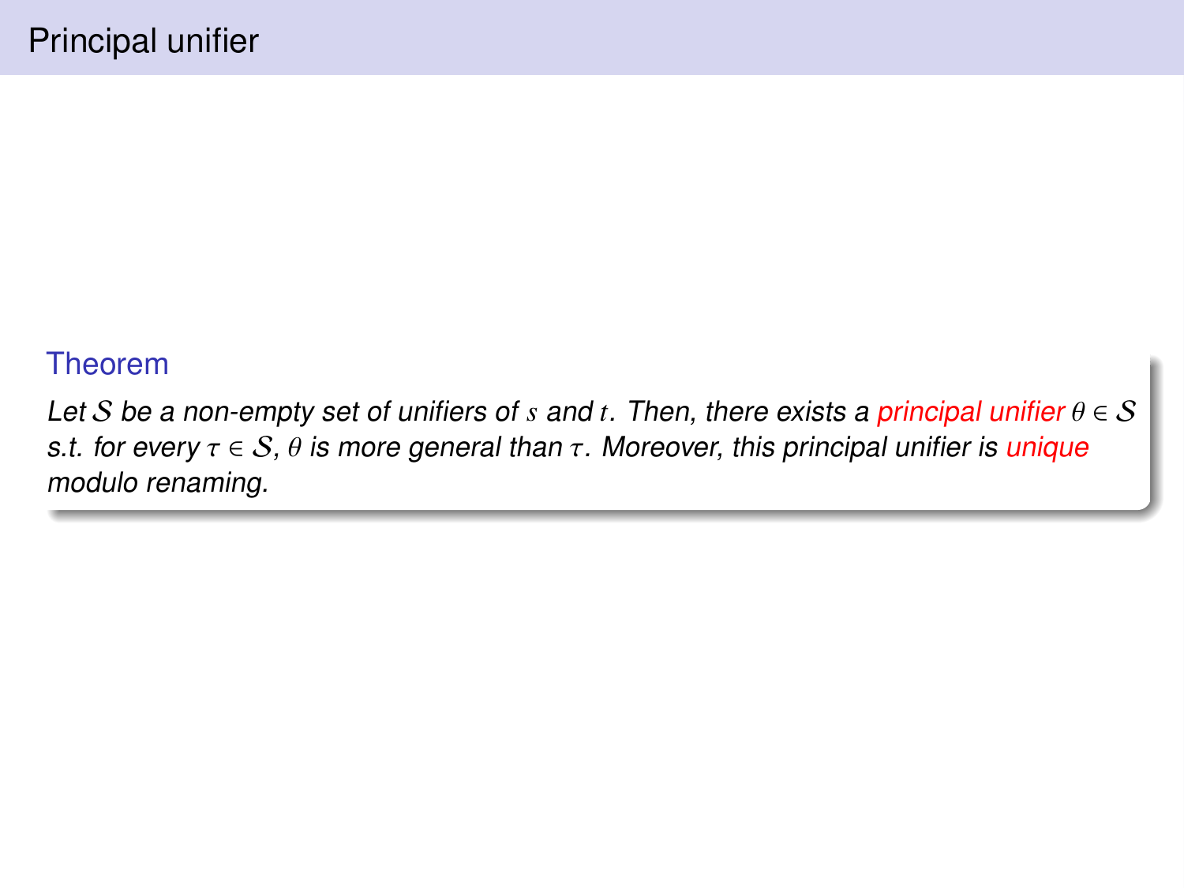# Principal unifier

**Theorem**

*Let $\mathcal{S}$ be a non-empty set of unifiers of $s$ and $t$. Then, there exists a principal unifier $\theta \in \mathcal{S}$ s.t. for every $\tau \in \mathcal{S}$, $\theta$ is more general than $\tau$. Moreover, this principal unifier is unique modulo renaming.*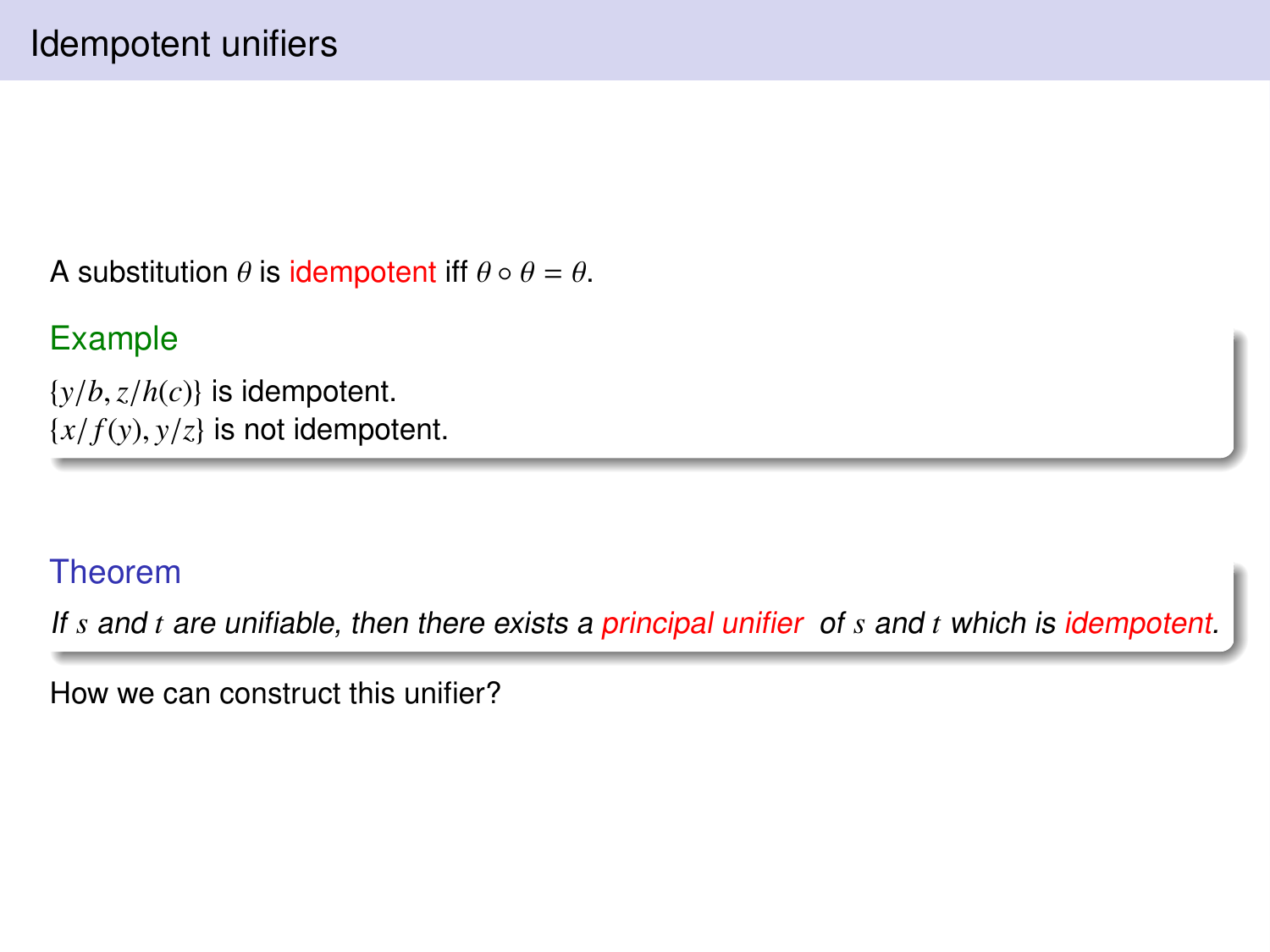# Idempotent unifiers

A substitution $\theta$ is idempotent iff $\theta \circ \theta = \theta$.

### Example

$\{y/b, z/h(c)\}$ is idempotent.
$\{x/f(y), y/z\}$ is not idempotent.

### Theorem

*If $s$ and $t$ are unifiable, then there exists a principal unifier of $s$ and $t$ which is idempotent.*

How we can construct this unifier?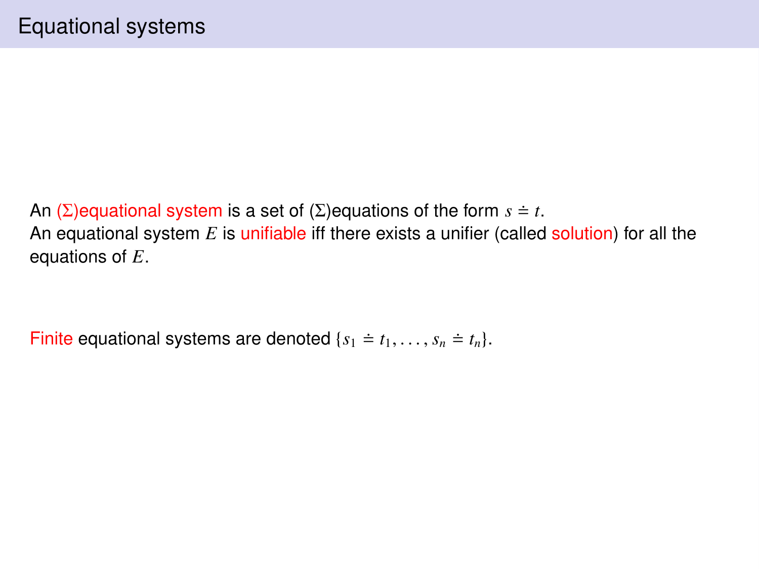# Equational systems

An ($\Sigma$)equational system is a set of ($\Sigma$)equations of the form $s \doteq t$.
An equational system $E$ is unifiable iff there exists a unifier (called solution) for all the equations of $E$.

Finite equational systems are denoted $\{s_1 \doteq t_1, \ldots, s_n \doteq t_n\}$.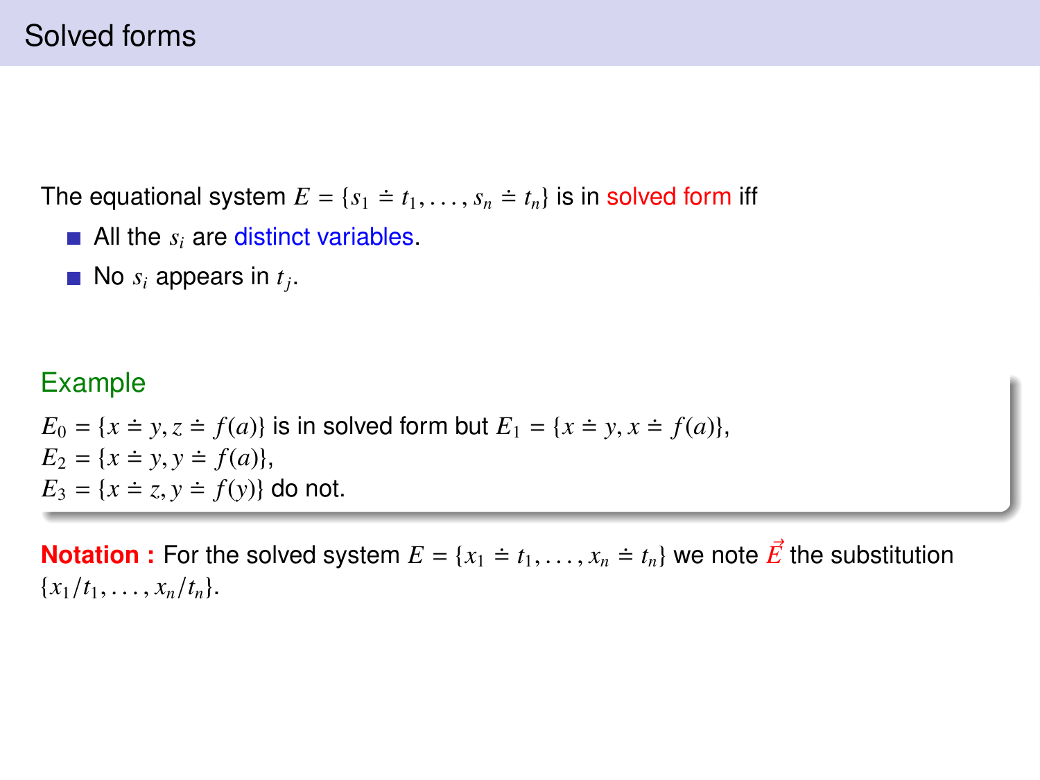# Solved forms

The equational system $E = \{s_1 \doteq t_1, \ldots, s_n \doteq t_n\}$ is in solved form iff

- All the $s_i$ are distinct variables.
- No $s_i$ appears in $t_j$.

**Example**

$E_0 = \{x \doteq y, z \doteq f(a)\}$ is in solved form but $E_1 = \{x \doteq y, x \doteq f(a)\}$,
$E_2 = \{x \doteq y, y \doteq f(a)\}$,
$E_3 = \{x \doteq z, y \doteq f(y)\}$ do not.

**Notation :** For the solved system $E = \{x_1 \doteq t_1, \ldots, x_n \doteq t_n\}$ we note $\vec{E}$ the substitution $\{x_1/t_1, \ldots, x_n/t_n\}$.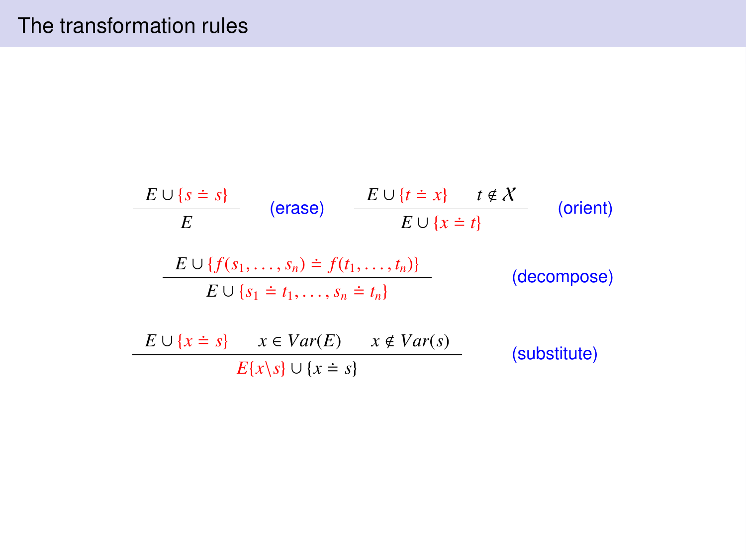# The transformation rules

$$\frac{E \cup \{s \doteq s\}}{E} \quad \text{(erase)} \qquad \frac{E \cup \{t \doteq x\} \qquad t \notin \mathcal{X}}{E \cup \{x \doteq t\}} \quad \text{(orient)}$$

$$\frac{E \cup \{f(s_1, \ldots, s_n) \doteq f(t_1, \ldots, t_n)\}}{E \cup \{s_1 \doteq t_1, \ldots, s_n \doteq t_n\}} \quad \text{(decompose)}$$

$$\frac{E \cup \{x \doteq s\} \qquad x \in Var(E) \qquad x \notin Var(s)}{E\{x \backslash s\} \cup \{x \doteq s\}} \quad \text{(substitute)}$$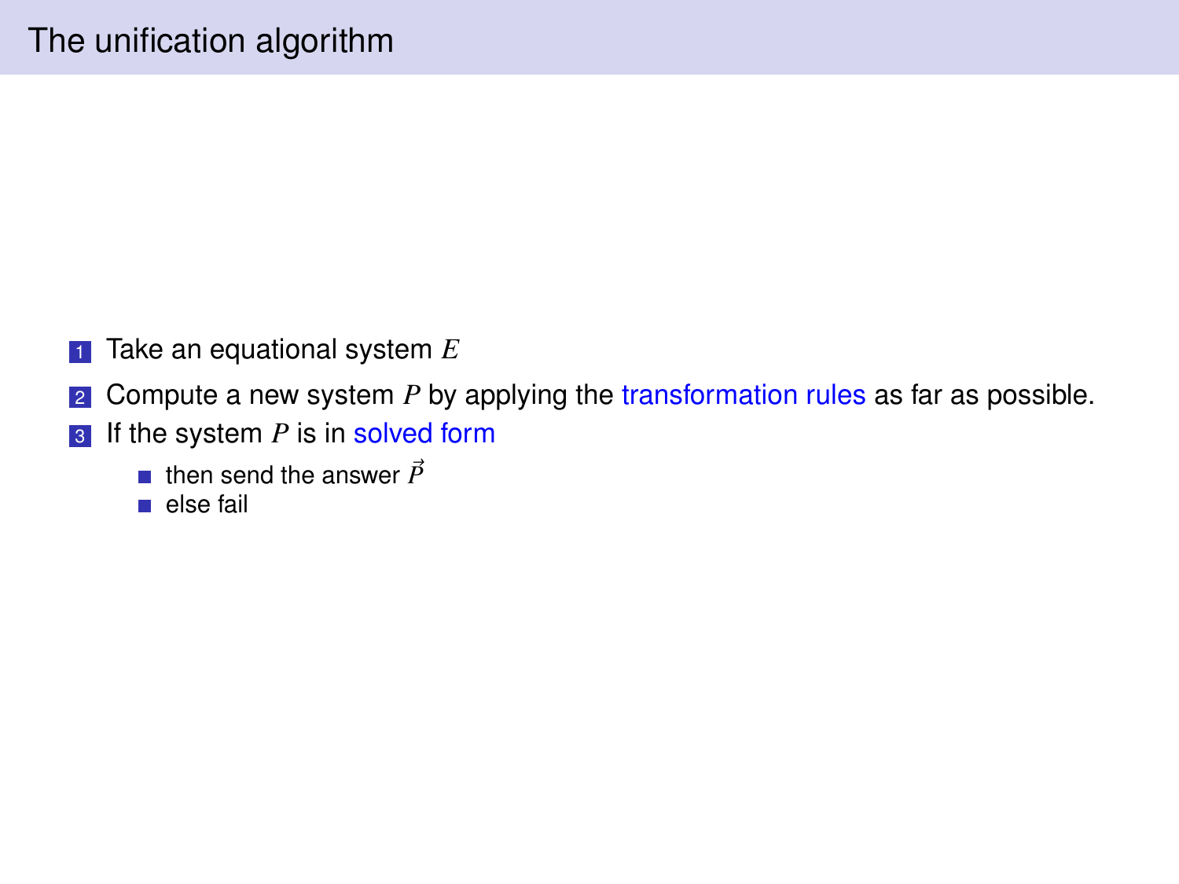# The unification algorithm

1. Take an equational system $E$
2. Compute a new system $P$ by applying the transformation rules as far as possible.
3. If the system $P$ is in solved form
   - then send the answer $\vec{P}$
   - else fail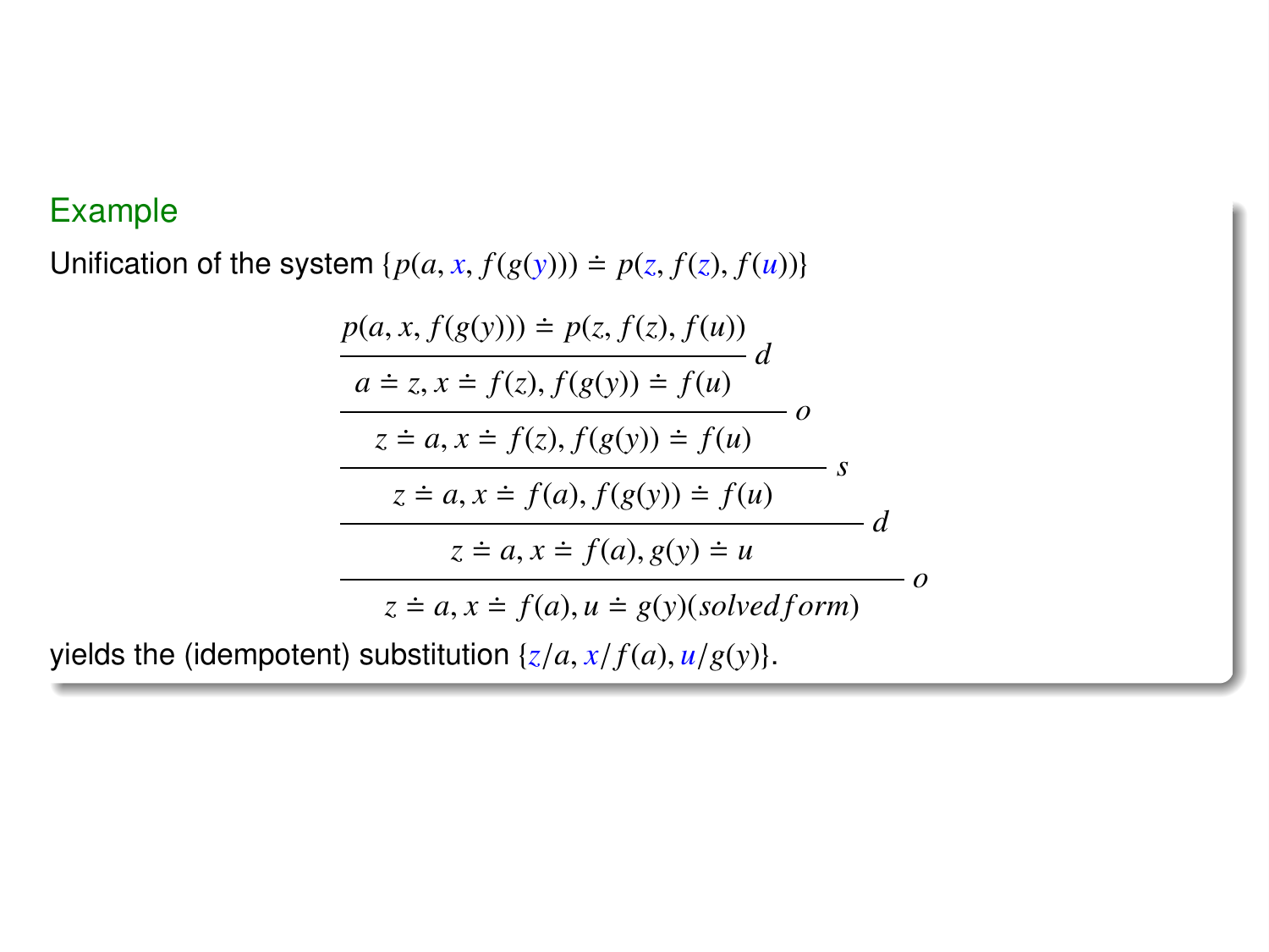### Example

Unification of the system $\{p(a, x, f(g(y))) \doteq p(z, f(z), f(u))\}$

$$
\cfrac{\cfrac{\cfrac{\cfrac{\cfrac{p(a, x, f(g(y))) \doteq p(z, f(z), f(u))}{a \doteq z, x \doteq f(z), f(g(y)) \doteq f(u)}\, d}{z \doteq a, x \doteq f(z), f(g(y)) \doteq f(u)}\, o}{z \doteq a, x \doteq f(a), f(g(y)) \doteq f(u)}\, s}{z \doteq a, x \doteq f(a), g(y) \doteq u}\, d}{z \doteq a, x \doteq f(a), u \doteq g(y) (solved form)}\, o
$$

yields the (idempotent) substitution $\{z/a, x/f(a), u/g(y)\}$.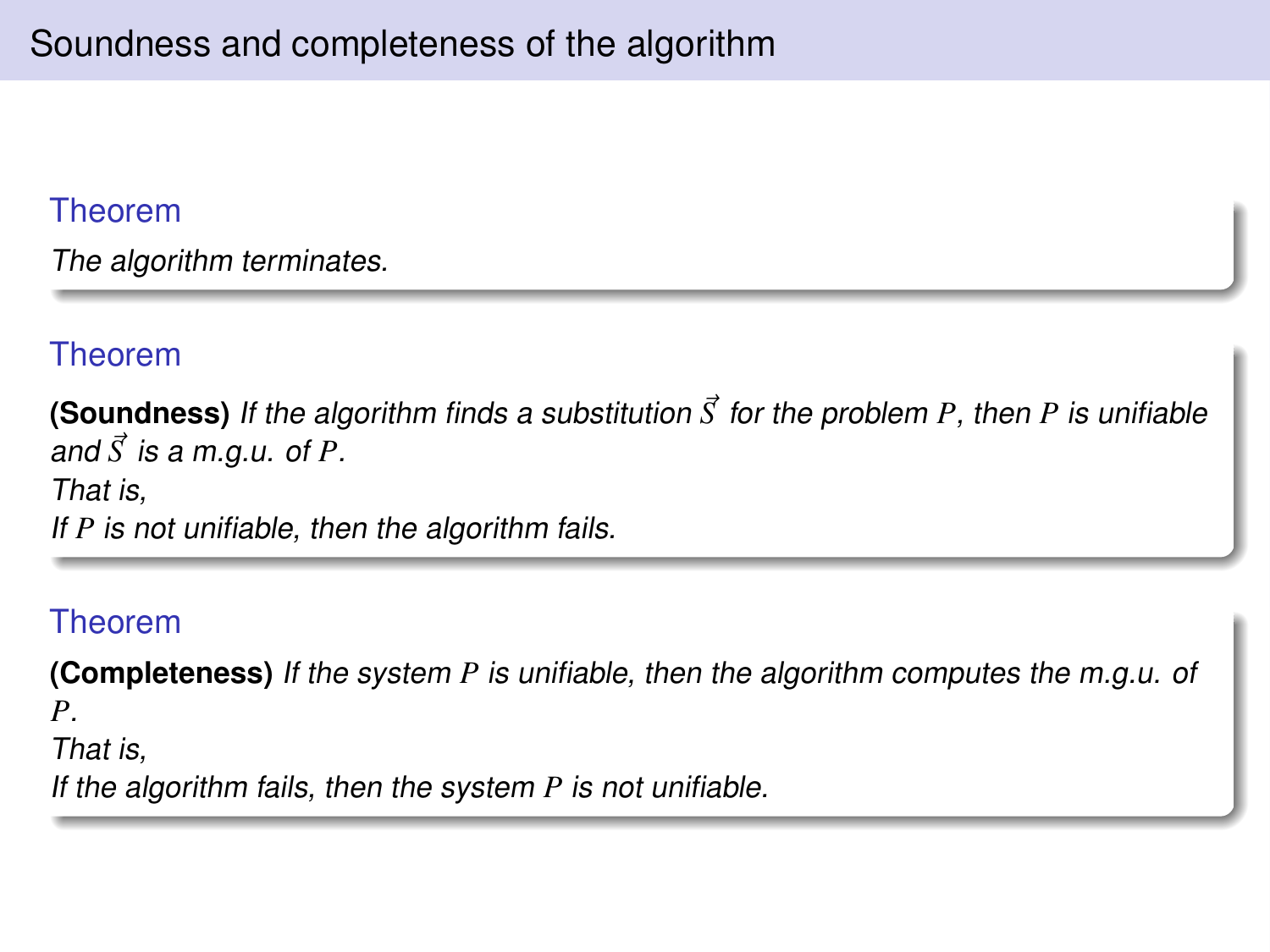# Soundness and completeness of the algorithm

**Theorem**

*The algorithm terminates.*

**Theorem**

**(Soundness)** *If the algorithm finds a substitution $\vec{S}$ for the problem $P$, then $P$ is unifiable and $\vec{S}$ is a m.g.u. of $P$.*
*That is,*
*If $P$ is not unifiable, then the algorithm fails.*

**Theorem**

**(Completeness)** *If the system $P$ is unifiable, then the algorithm computes the m.g.u. of $P$.*
*That is,*
*If the algorithm fails, then the system $P$ is not unifiable.*